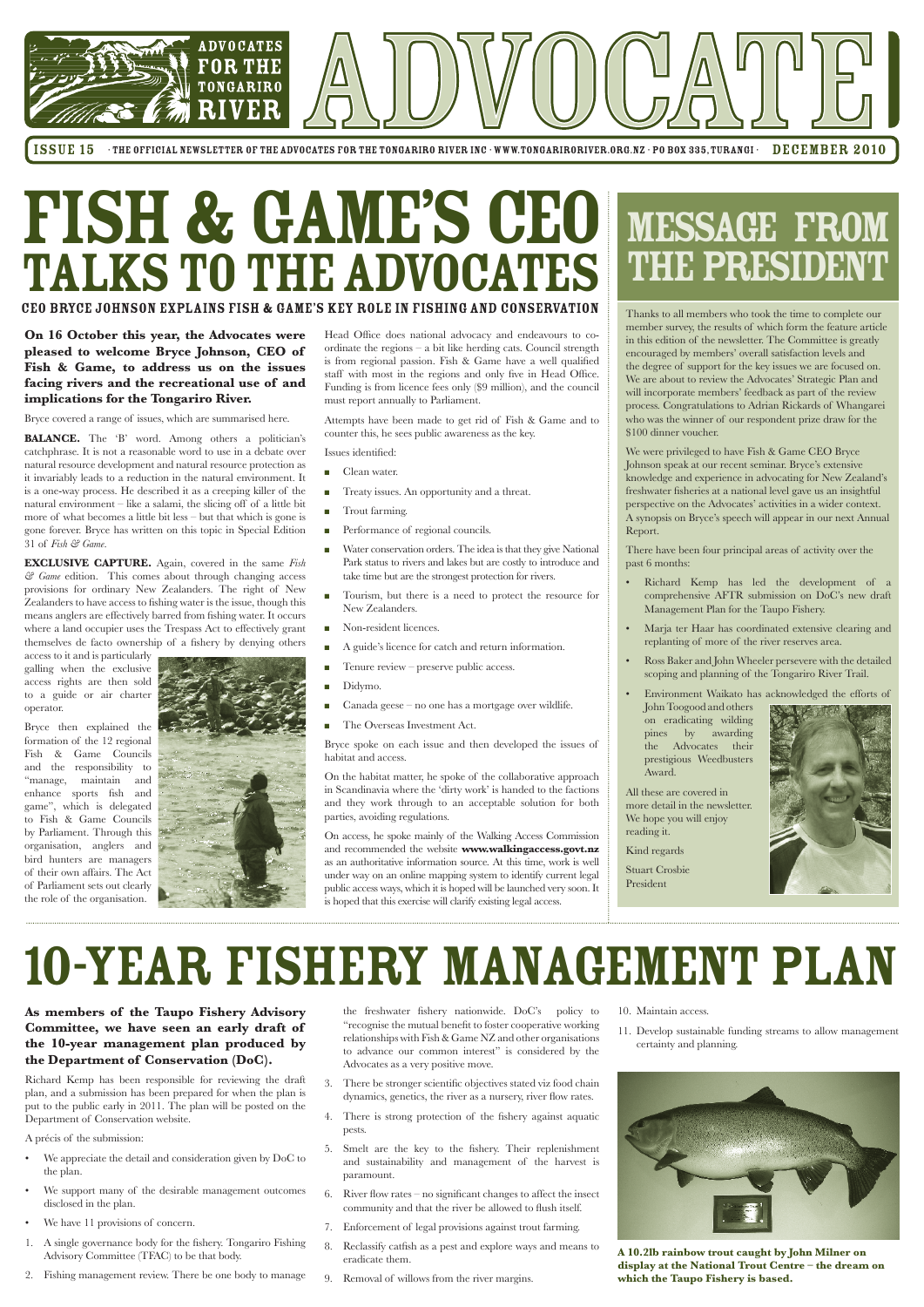# ADVOCATE

ADVOCATES FOR THE TONGARIRO RIVER

ISSUE 15 · THE OFFICIAL NEWSLETTER OF THE ADVOCATES FOR THE TONGARIRO RIVER INC · WWW.TONGARIRORIVER.ORG.NZ · PO BOX 335, TURANGI · DECEMBER 2010

# FISH & GAME'S CEO TALKS TO THE ADVOCATES

### CEO BRYCE JOHNSON EXPLAINS FISH & GAME'S KEY ROLE IN FISHING AND CONSERVATION

**On 16 October this year, the Advocates were pleased to welcome Bryce Johnson, CEO of Fish & Game, to address us on the issues facing rivers and the recreational use of and implications for the Tongariro River.**

Bryce covered a range of issues, which are summarised here.

**BALANCE.** The 'B' word. Among others a politician's catchphrase. It is not a reasonable word to use in a debate over natural resource development and natural resource protection as it invariably leads to a reduction in the natural environment. It is a one-way process. He described it as a creeping killer of the natural environment – like a salami, the slicing off of a little bit more of what becomes a little bit less – but that which is gone is gone forever. Bryce has written on this topic in Special Edition 31 of *Fish & Game*.

**EXCLUSIVE CAPTURE.** Again, covered in the same *Fish & Game* edition. This comes about through changing access provisions for ordinary New Zealanders. The right of New Zealanders to have access to fishing water is the issue, though this means anglers are effectively barred from fishing water. It occurs where a land occupier uses the Trespass Act to effectively grant themselves de facto ownership of a fishery by denying others access to it and is particularly galling when the exclusive access rights are then sold to a guide or air charter operator.

Bryce then explained the formation of the 12 regional Fish & Game Councils and the responsibility to "manage, maintain and enhance sports fish and game", which is delegated to Fish & Game Councils by Parliament. Through this organisation, anglers and bird hunters are managers of their own affairs. The Act of Parliament sets out clearly the role of the organisation.

Head Office does national advocacy and endeavours to co-ordinate the regions – a bit like herding cats. Council strength is from regional passion. Fish & Game have a well qualified staff with most in the regions and only five in Head Office. Funding is from licence fees only ($9 million), and the council must report annually to Parliament.

Attempts have been made to get rid of Fish & Game and to counter this, he sees public awareness as the key.

Issues identified:

- Clean water.
- Treaty issues. An opportunity and a threat.
- Trout farming.
- Performance of regional councils.
- Water conservation orders. The idea is that they give National Park status to rivers and lakes but are costly to introduce and take time but are the strongest protection for rivers.
- Tourism, but there is a need to protect the resource for New Zealanders.
- Non-resident licences.
- A guide's licence for catch and return information.
- Tenure review – preserve public access.
- Didymo.
- Canada geese – no one has a mortgage over wildlife.
- The Overseas Investment Act.

Bryce spoke on each issue and then developed the issues of habitat and access.

On the habitat matter, he spoke of the collaborative approach in Scandinavia where the 'dirty work' is handed to the factions and they work through to an acceptable solution for both parties, avoiding regulations.

On access, he spoke mainly of the Walking Access Commission and recommended the website **www.walkingaccess.govt.nz** as an authoritative information source. At this time, work is well under way on an online mapping system to identify current legal public access ways, which it is hoped will be launched very soon. It is hoped that this exercise will clarify existing legal access.

# MESSAGE FROM THE PRESIDENT

Thanks to all members who took the time to complete our member survey, the results of which form the feature article in this edition of the newsletter. The Committee is greatly encouraged by members' overall satisfaction levels and the degree of support for the key issues we are focused on. We are about to review the Advocates' Strategic Plan and will incorporate members' feedback as part of the review process. Congratulations to Adrian Rickards of Whangarei who was the winner of our respondent prize draw for the $100 dinner voucher.

We were privileged to have Fish & Game CEO Bryce Johnson speak at our recent seminar. Bryce's extensive knowledge and experience in advocating for New Zealand's freshwater fisheries at a national level gave us an insightful perspective on the Advocates' activities in a wider context. A synopsis on Bryce's speech will appear in our next Annual Report.

There have been four principal areas of activity over the past 6 months:

- Richard Kemp has led the development of a comprehensive AFTR submission on DoC's new draft Management Plan for the Taupo Fishery.
- Marja ter Haar has coordinated extensive clearing and replanting of more of the river reserves area.
- Ross Baker and John Wheeler persevere with the detailed scoping and planning of the Tongariro River Trail.
- Environment Waikato has acknowledged the efforts of John Toogood and others on eradicating wilding pines by awarding the Advocates their prestigious Weedbusters Award.

All these are covered in more detail in the newsletter. We hope you will enjoy reading it.

Kind regards

Stuart Crosbie
President

# 10-YEAR FISHERY MANAGEMENT PLAN

**As members of the Taupo Fishery Advisory Committee, we have seen an early draft of the 10-year management plan produced by the Department of Conservation (DoC).**

Richard Kemp has been responsible for reviewing the draft plan, and a submission has been prepared for when the plan is put to the public early in 2011. The plan will be posted on the Department of Conservation website.

A précis of the submission:

- We appreciate the detail and consideration given by DoC to the plan.
- We support many of the desirable management outcomes disclosed in the plan.
- We have 11 provisions of concern.

1. A single governance body for the fishery. Tongariro Fishing Advisory Committee (TFAC) to be that body.
2. Fishing management review. There be one body to manage the freshwater fishery nationwide. DoC's policy to "recognise the mutual benefit to foster cooperative working relationships with Fish & Game NZ and other organisations to advance our common interest" is considered by the Advocates as a very positive move.
3. There be stronger scientific objectives stated viz food chain dynamics, genetics, the river as a nursery, river flow rates.
4. There is strong protection of the fishery against aquatic pests.
5. Smelt are the key to the fishery. Their replenishment and sustainability and management of the harvest is paramount.
6. River flow rates – no significant changes to affect the insect community and that the river be allowed to flush itself.
7. Enforcement of legal provisions against trout farming.
8. Reclassify catfish as a pest and explore ways and means to eradicate them.
9. Removal of willows from the river margins.
10. Maintain access.
11. Develop sustainable funding streams to allow management certainty and planning.

**A 10.2lb rainbow trout caught by John Milner on display at the National Trout Centre – the dream on which the Taupo Fishery is based.**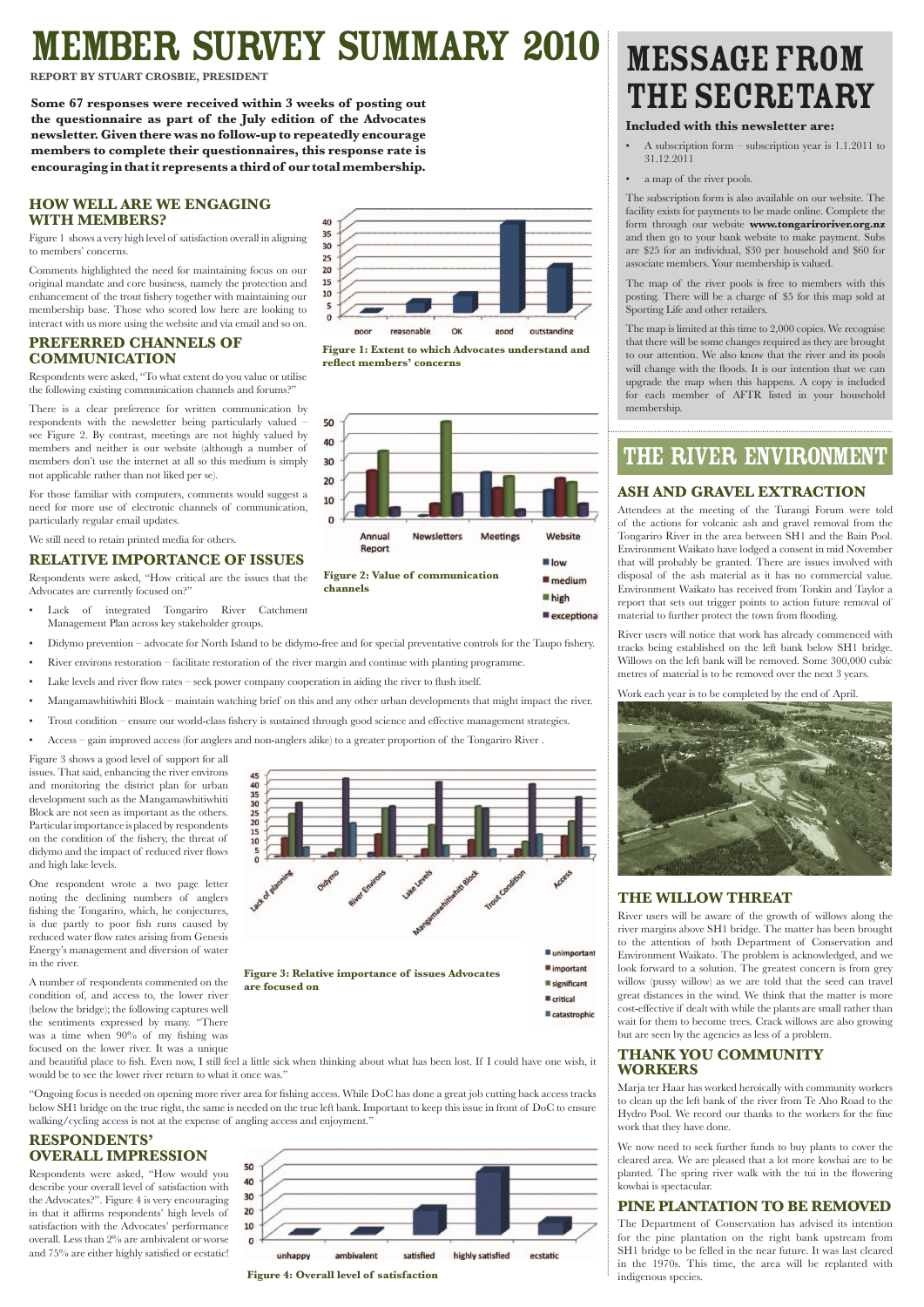# MEMBER SURVEY SUMMARY 2010

**REPORT BY STUART CROSBIE, PRESIDENT**

**Some 67 responses were received within 3 weeks of posting out the questionnaire as part of the July edition of the Advocates newsletter. Given there was no follow-up to repeatedly encourage members to complete their questionnaires, this response rate is encouraging in that it represents a third of our total membership.**

## HOW WELL ARE WE ENGAGING WITH MEMBERS?

Figure 1 shows a very high level of satisfaction overall in aligning to members' concerns.

Comments highlighted the need for maintaining focus on our original mandate and core business, namely the protection and enhancement of the trout fishery together with maintaining our membership base. Those who scored low here are looking to interact with us more using the website and via email and so on.

40
35
30
25
20
15
10
5
0
poor
reasonable
OK
good
outstanding

**Figure 1: Extent to which Advocates understand and reflect members' concerns**

## PREFERRED CHANNELS OF COMMUNICATION

Respondents were asked, "To what extent do you value or utilise the following existing communication channels and forums?"

There is a clear preference for written communication by respondents with the newsletter being particularly valued – see Figure 2. By contrast, meetings are not highly valued by members and neither is our website (although a number of members don't use the internet at all so this medium is simply not applicable rather than not liked per se).

For those familiar with computers, comments would suggest a need for more use of electronic channels of communication, particularly regular email updates.

We still need to retain printed media for others.

50
40
30
20
10
0
Annual Report
Newsletters
Meetings
Website
low
medium
high
exceptiona

**Figure 2: Value of communication channels**

## RELATIVE IMPORTANCE OF ISSUES

Respondents were asked, "How critical are the issues that the Advocates are currently focused on?"

- Lack of integrated Tongariro River Catchment Management Plan across key stakeholder groups.
- Didymo prevention – advocate for North Island to be didymo-free and for special preventative controls for the Taupo fishery.
- River environs restoration – facilitate restoration of the river margin and continue with planting programme.
- Lake levels and river flow rates – seek power company cooperation in aiding the river to flush itself.
- Mangamawhitiwhiti Block – maintain watching brief on this and any other urban developments that might impact the river.
- Trout condition – ensure our world-class fishery is sustained through good science and effective management strategies.
- Access – gain improved access (for anglers and non-anglers alike) to a greater proportion of the Tongariro River .

Figure 3 shows a good level of support for all issues. That said, enhancing the river environs and monitoring the district plan for urban development such as the Mangamawhitiwhiti Block are not seen as important as the others. Particular importance is placed by respondents on the condition of the fishery, the threat of didymo and the impact of reduced river flows and high lake levels.

One respondent wrote a two page letter noting the declining numbers of anglers fishing the Tongariro, which, he conjectures, is due partly to poor fish runs caused by reduced water flow rates arising from Genesis Energy's management and diversion of water in the river.

A number of respondents commented on the condition of, and access to, the lower river (below the bridge); the following captures well the sentiments expressed by many. "There was a time when 90% of my fishing was focused on the lower river. It was a unique and beautiful place to fish. Even now, I still feel a little sick when thinking about what has been lost. If I could have one wish, it would be to see the lower river return to what it once was."

"Ongoing focus is needed on opening more river area for fishing access. While DoC has done a great job cutting back access tracks below SH1 bridge on the true right, the same is needed on the true left bank. Important to keep this issue in front of DoC to ensure walking/cycling access is not at the expense of angling access and enjoyment."

45
40
35
30
25
20
15
10
5
0
Lack of planning
Didymo
River Environs
Lake Levels
Mangamawhitiwhiti Block
Trout Condition
Access
unimportant
important
significant
critical
catastrophic

**Figure 3: Relative importance of issues Advocates are focused on**

## RESPONDENTS' OVERALL IMPRESSION

Respondents were asked, "How would you describe your overall level of satisfaction with the Advocates?". Figure 4 is very encouraging in that it affirms respondents' high levels of satisfaction with the Advocates' performance overall. Less than 2% are ambivalent or worse and 75% are either highly satisfied or ecstatic!

50
40
30
20
10
0
unhappy
ambivalent
satisfied
highly satisfied
ecstatic

**Figure 4: Overall level of satisfaction**

# MESSAGE FROM THE SECRETARY

**Included with this newsletter are:**

- A subscription form – subscription year is 1.1.2011 to 31.12.2011
- a map of the river pools.

The subscription form is also available on our website. The facility exists for payments to be made online. Complete the form through our website **www.tongariroriver.org.nz** and then go to your bank website to make payment. Subs are $25 for an individual, $30 per household and $60 for associate members. Your membership is valued.

The map of the river pools is free to members with this posting. There will be a charge of $5 for this map sold at Sporting Life and other retailers.

The map is limited at this time to 2,000 copies. We recognise that there will be some changes required as they are brought to our attention. We also know that the river and its pools will change with the floods. It is our intention that we can upgrade the map when this happens. A copy is included for each member of AFTR listed in your household membership.

# THE RIVER ENVIRONMENT

## ASH AND GRAVEL EXTRACTION

Attendees at the meeting of the Turangi Forum were told of the actions for volcanic ash and gravel removal from the Tongariro River in the area between SH1 and the Bain Pool. Environment Waikato have lodged a consent in mid November that will probably be granted. There are issues involved with disposal of the ash material as it has no commercial value. Environment Waikato has received from Tonkin and Taylor a report that sets out trigger points to action future removal of material to further protect the town from flooding.

River users will notice that work has already commenced with tracks being established on the left bank below SH1 bridge. Willows on the left bank will be removed. Some 300,000 cubic metres of material is to be removed over the next 3 years.

Work each year is to be completed by the end of April.

## THE WILLOW THREAT

River users will be aware of the growth of willows along the river margins above SH1 bridge. The matter has been brought to the attention of both Department of Conservation and Environment Waikato. The problem is acknowledged, and we look forward to a solution. The greatest concern is from grey willow (pussy willow) as we are told that the seed can travel great distances in the wind. We think that the matter is more cost-effective if dealt with while the plants are small rather than wait for them to become trees. Crack willows are also growing but are seen by the agencies as less of a problem.

## THANK YOU COMMUNITY WORKERS

Marja ter Haar has worked heroically with community workers to clean up the left bank of the river from Te Aho Road to the Hydro Pool. We record our thanks to the workers for the fine work that they have done.

We now need to seek further funds to buy plants to cover the cleared area. We are pleased that a lot more kowhai are to be planted. The spring river walk with the tui in the flowering kowhai is spectacular.

## PINE PLANTATION TO BE REMOVED

The Department of Conservation has advised its intention for the pine plantation on the right bank upstream from SH1 bridge to be felled in the near future. It was last cleared in the 1970s. This time, the area will be replanted with indigenous species.